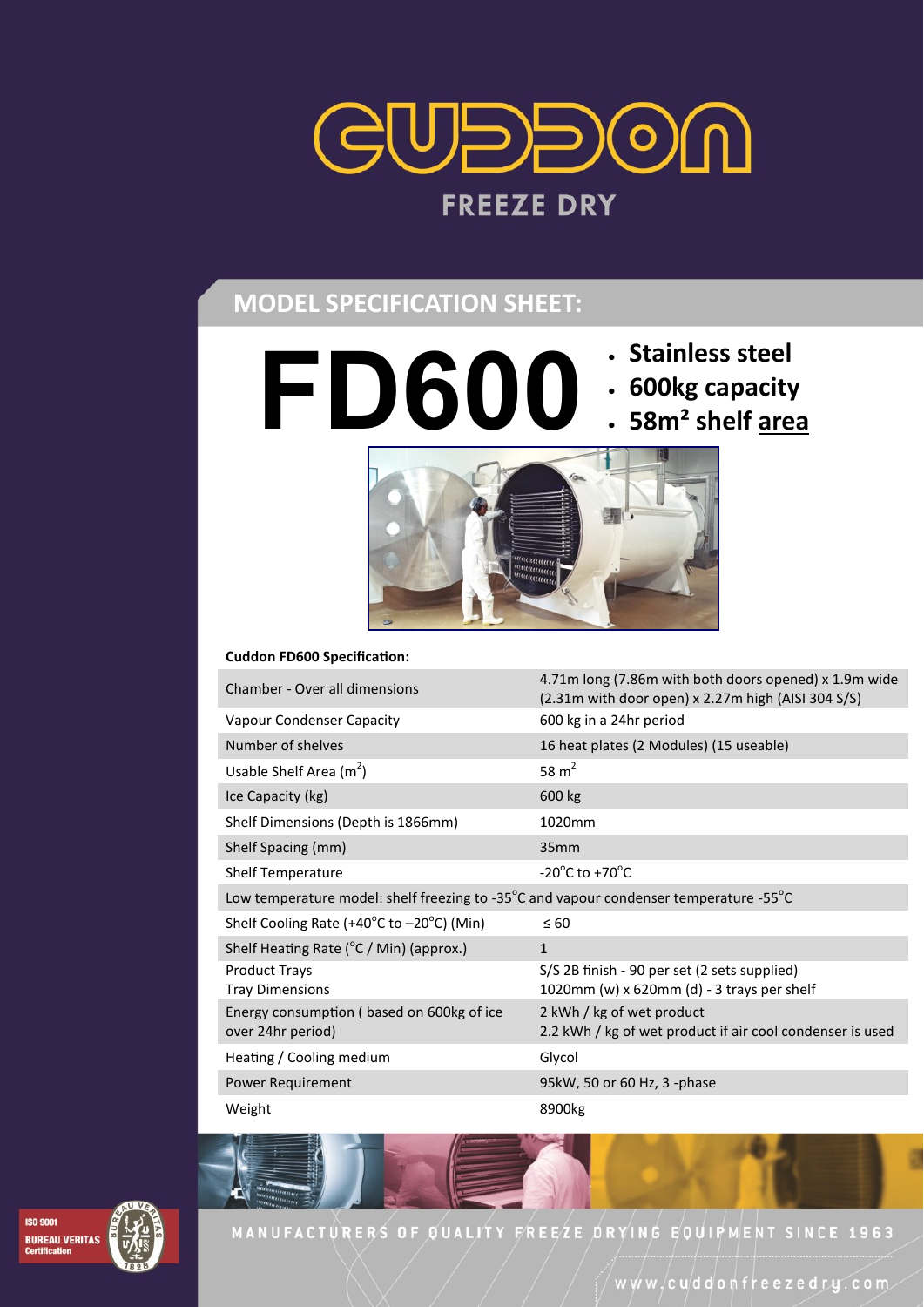# CUDDON

FREEZE DRY

## MODEL SPECIFICATION SHEET:

# FD600

- **Stainless steel**
- **600kg capacity**
- **58m² shelf area**

**Cuddon FD600 Specification:**

| | |
|---|---|
| Chamber - Over all dimensions | 4.71m long (7.86m with both doors opened) x 1.9m wide (2.31m with door open) x 2.27m high (AISI 304 S/S) |
| Vapour Condenser Capacity | 600 kg in a 24hr period |
| Number of shelves | 16 heat plates (2 Modules) (15 useable) |
| Usable Shelf Area ($m^2$) | 58 $m^2$ |
| Ice Capacity (kg) | 600 kg |
| Shelf Dimensions (Depth is 1866mm) | 1020mm |
| Shelf Spacing (mm) | 35mm |
| Shelf Temperature | -20°C to +70°C |
| Low temperature model: shelf freezing to -35°C and vapour condenser temperature -55°C | |
| Shelf Cooling Rate (+40°C to –20°C) (Min) | ≤ 60 |
| Shelf Heating Rate (°C / Min) (approx.) | 1 |
| Product Trays<br>Tray Dimensions | S/S 2B finish - 90 per set (2 sets supplied)<br>1020mm (w) x 620mm (d) - 3 trays per shelf |
| Energy consumption ( based on 600kg of ice over 24hr period) | 2 kWh / kg of wet product<br>2.2 kWh / kg of wet product if air cool condenser is used |
| Heating / Cooling medium | Glycol |
| Power Requirement | 95kW, 50 or 60 Hz, 3 -phase |
| Weight | 8900kg |

ISO 9001 BUREAU VERITAS Certification

MANUFACTURERS OF QUALITY FREEZE DRYING EQUIPMENT SINCE 1963

www.cuddonfreezedry.com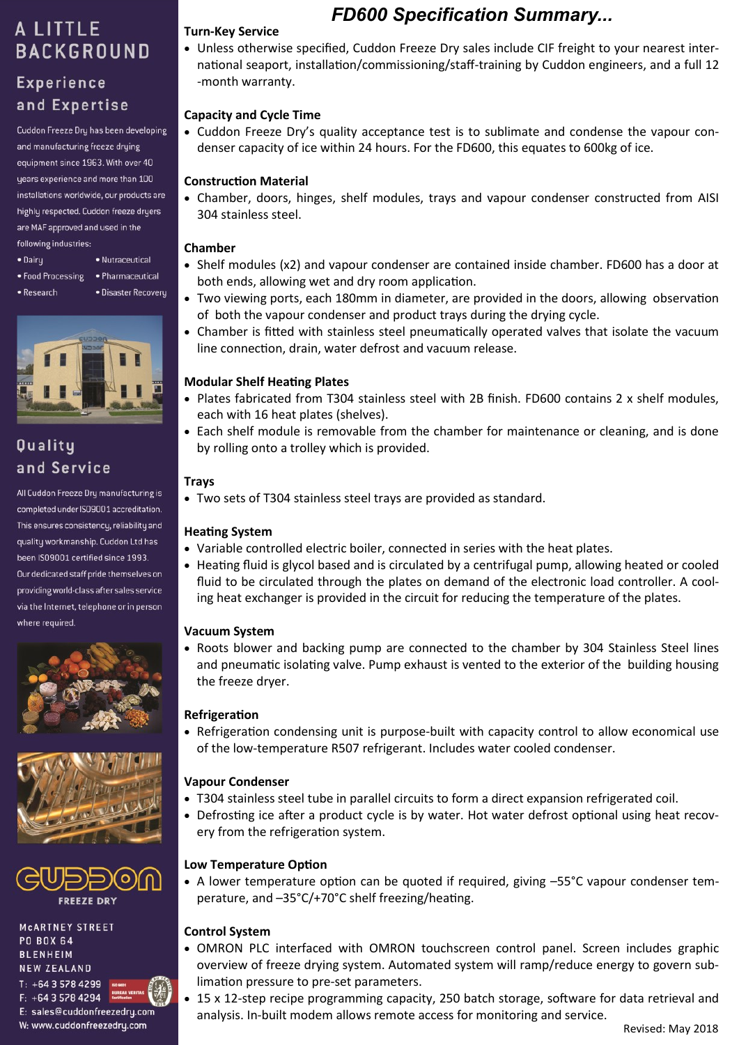# A LITTLE BACKGROUND

## Experience and Expertise

Cuddon Freeze Dry has been developing and manufacturing freeze drying equipment since 1963. With over 40 years experience and more than 100 installations worldwide, our products are highly respected. Cuddon freeze dryers are MAF approved and used in the following industries:

- Dairy
- Nutraceutical
- Food Processing
- Pharmaceutical
- Research
- Disaster Recovery

## Quality and Service

All Cuddon Freeze Dry manufacturing is completed under ISO9001 accreditation. This ensures consistency, reliability and quality workmanship. Cuddon Ltd has been ISO9001 certified since 1993. Our dedicated staff pride themselves on providing world-class after sales service via the Internet, telephone or in person where required.

CUDDON FREEZE DRY

McARTNEY STREET
PO BOX 64
BLENHEIM
NEW ZEALAND
T: +64 3 578 4299
F: +64 3 578 4294
E: sales@cuddonfreezedry.com
W: www.cuddonfreezedry.com

# *FD600 Specification Summary...*

### Turn-Key Service

- Unless otherwise specified, Cuddon Freeze Dry sales include CIF freight to your nearest international seaport, installation/commissioning/staff-training by Cuddon engineers, and a full 12-month warranty.

### Capacity and Cycle Time

- Cuddon Freeze Dry's quality acceptance test is to sublimate and condense the vapour condenser capacity of ice within 24 hours. For the FD600, this equates to 600kg of ice.

### Construction Material

- Chamber, doors, hinges, shelf modules, trays and vapour condenser constructed from AISI 304 stainless steel.

### Chamber

- Shelf modules (x2) and vapour condenser are contained inside chamber. FD600 has a door at both ends, allowing wet and dry room application.
- Two viewing ports, each 180mm in diameter, are provided in the doors, allowing observation of both the vapour condenser and product trays during the drying cycle.
- Chamber is fitted with stainless steel pneumatically operated valves that isolate the vacuum line connection, drain, water defrost and vacuum release.

### Modular Shelf Heating Plates

- Plates fabricated from T304 stainless steel with 2B finish. FD600 contains 2 x shelf modules, each with 16 heat plates (shelves).
- Each shelf module is removable from the chamber for maintenance or cleaning, and is done by rolling onto a trolley which is provided.

### Trays

- Two sets of T304 stainless steel trays are provided as standard.

### Heating System

- Variable controlled electric boiler, connected in series with the heat plates.
- Heating fluid is glycol based and is circulated by a centrifugal pump, allowing heated or cooled fluid to be circulated through the plates on demand of the electronic load controller. A cooling heat exchanger is provided in the circuit for reducing the temperature of the plates.

### Vacuum System

- Roots blower and backing pump are connected to the chamber by 304 Stainless Steel lines and pneumatic isolating valve. Pump exhaust is vented to the exterior of the building housing the freeze dryer.

### Refrigeration

- Refrigeration condensing unit is purpose-built with capacity control to allow economical use of the low-temperature R507 refrigerant. Includes water cooled condenser.

### Vapour Condenser

- T304 stainless steel tube in parallel circuits to form a direct expansion refrigerated coil.
- Defrosting ice after a product cycle is by water. Hot water defrost optional using heat recovery from the refrigeration system.

### Low Temperature Option

- A lower temperature option can be quoted if required, giving –55°C vapour condenser temperature, and –35°C/+70°C shelf freezing/heating.

### Control System

- OMRON PLC interfaced with OMRON touchscreen control panel. Screen includes graphic overview of freeze drying system. Automated system will ramp/reduce energy to govern sublimation pressure to pre-set parameters.
- 15 x 12-step recipe programming capacity, 250 batch storage, software for data retrieval and analysis. In-built modem allows remote access for monitoring and service.

Revised: May 2018